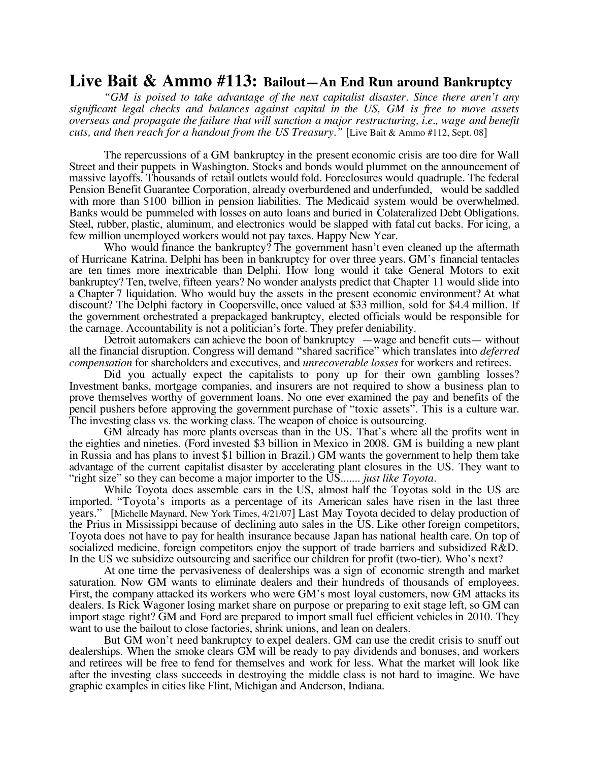# Live Bait & Ammo #113: Bailout—An End Run around Bankruptcy

*"GM is poised to take advantage of the next capitalist disaster. Since there aren't any significant legal checks and balances against capital in the US, GM is free to move assets overseas and propagate the failure that will sanction a major restructuring, i.e., wage and benefit cuts, and then reach for a handout from the US Treasury."* [Live Bait & Ammo #112, Sept. 08]

The repercussions of a GM bankruptcy in the present economic crisis are too dire for Wall Street and their puppets in Washington. Stocks and bonds would plummet on the announcement of massive layoffs. Thousands of retail outlets would fold. Foreclosures would quadruple. The federal Pension Benefit Guarantee Corporation, already overburdened and underfunded, would be saddled with more than $100 billion in pension liabilities. The Medicaid system would be overwhelmed. Banks would be pummeled with losses on auto loans and buried in Colateralized Debt Obligations. Steel, rubber, plastic, aluminum, and electronics would be slapped with fatal cut backs. For icing, a few million unemployed workers would not pay taxes. Happy New Year.

Who would finance the bankruptcy? The government hasn't even cleaned up the aftermath of Hurricane Katrina. Delphi has been in bankruptcy for over three years. GM's financial tentacles are ten times more inextricable than Delphi. How long would it take General Motors to exit bankruptcy? Ten, twelve, fifteen years? No wonder analysts predict that Chapter 11 would slide into a Chapter 7 liquidation. Who would buy the assets in the present economic environment? At what discount? The Delphi factory in Coopersville, once valued at $33 million, sold for $4.4 million. If the government orchestrated a prepackaged bankruptcy, elected officials would be responsible for the carnage. Accountability is not a politician's forte. They prefer deniability.

Detroit automakers can achieve the boon of bankruptcy —wage and benefit cuts— without all the financial disruption. Congress will demand "shared sacrifice" which translates into *deferred compensation* for shareholders and executives, and *unrecoverable losses* for workers and retirees.

Did you actually expect the capitalists to pony up for their own gambling losses? Investment banks, mortgage companies, and insurers are not required to show a business plan to prove themselves worthy of government loans. No one ever examined the pay and benefits of the pencil pushers before approving the government purchase of "toxic assets". This is a culture war. The investing class vs. the working class. The weapon of choice is outsourcing.

GM already has more plants overseas than in the US. That's where all the profits went in the eighties and nineties. (Ford invested $3 billion in Mexico in 2008. GM is building a new plant in Russia and has plans to invest $1 billion in Brazil.) GM wants the government to help them take advantage of the current capitalist disaster by accelerating plant closures in the US. They want to "right size" so they can become a major importer to the US....... *just like Toyota*.

While Toyota does assemble cars in the US, almost half the Toyotas sold in the US are imported. "Toyota's imports as a percentage of its American sales have risen in the last three years." [Michelle Maynard, New York Times, 4/21/07] Last May Toyota decided to delay production of the Prius in Mississippi because of declining auto sales in the US. Like other foreign competitors, Toyota does not have to pay for health insurance because Japan has national health care. On top of socialized medicine, foreign competitors enjoy the support of trade barriers and subsidized R&D. In the US we subsidize outsourcing and sacrifice our children for profit (two-tier). Who's next?

At one time the pervasiveness of dealerships was a sign of economic strength and market saturation. Now GM wants to eliminate dealers and their hundreds of thousands of employees. First, the company attacked its workers who were GM's most loyal customers, now GM attacks its dealers. Is Rick Wagoner losing market share on purpose or preparing to exit stage left, so GM can import stage right? GM and Ford are prepared to import small fuel efficient vehicles in 2010. They want to use the bailout to close factories, shrink unions, and lean on dealers.

But GM won't need bankruptcy to expel dealers. GM can use the credit crisis to snuff out dealerships. When the smoke clears GM will be ready to pay dividends and bonuses, and workers and retirees will be free to fend for themselves and work for less. What the market will look like after the investing class succeeds in destroying the middle class is not hard to imagine. We have graphic examples in cities like Flint, Michigan and Anderson, Indiana.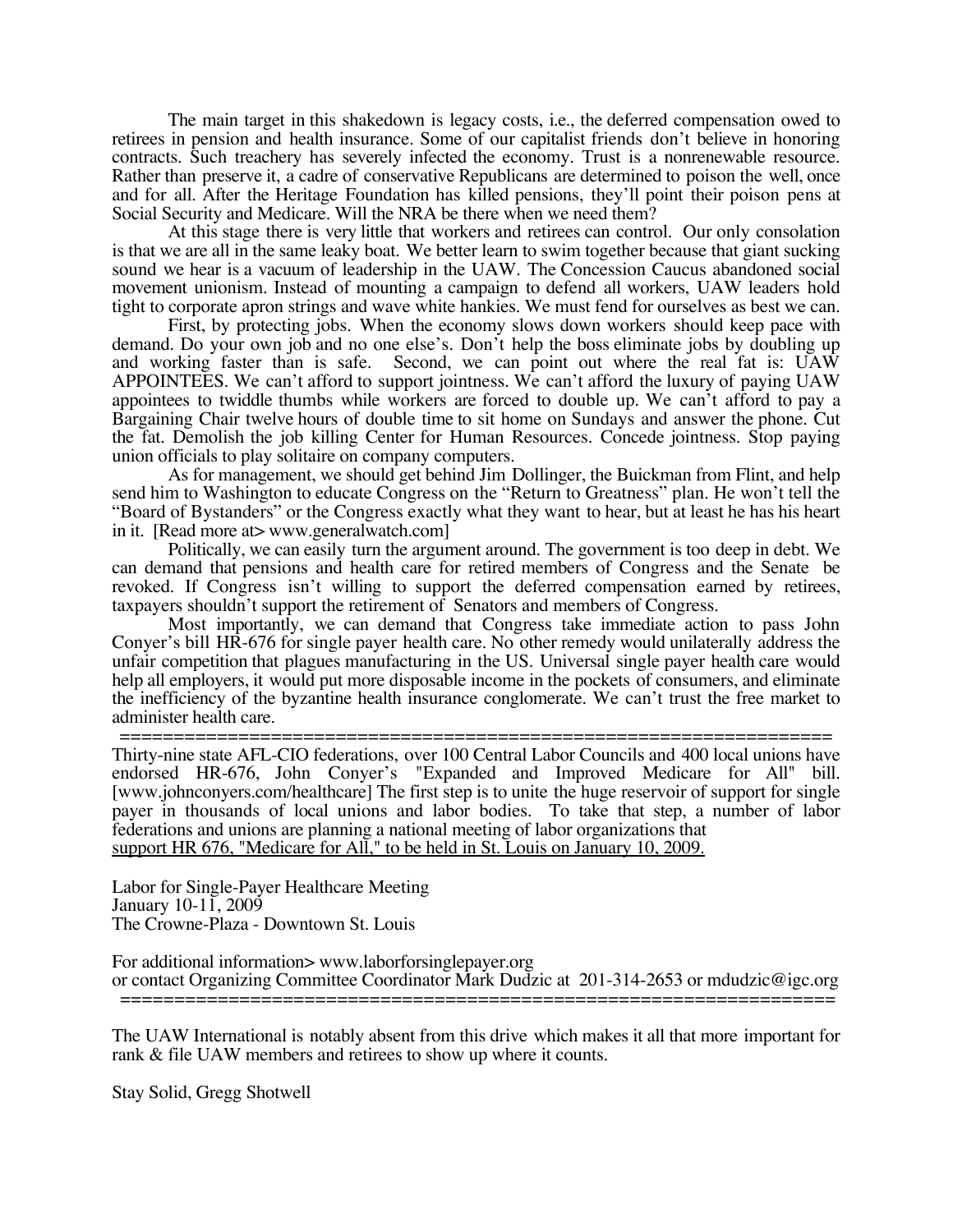The main target in this shakedown is legacy costs, i.e., the deferred compensation owed to retirees in pension and health insurance. Some of our capitalist friends don't believe in honoring contracts. Such treachery has severely infected the economy. Trust is a nonrenewable resource. Rather than preserve it, a cadre of conservative Republicans are determined to poison the well, once and for all. After the Heritage Foundation has killed pensions, they'll point their poison pens at Social Security and Medicare. Will the NRA be there when we need them?

At this stage there is very little that workers and retirees can control. Our only consolation is that we are all in the same leaky boat. We better learn to swim together because that giant sucking sound we hear is a vacuum of leadership in the UAW. The Concession Caucus abandoned social movement unionism. Instead of mounting a campaign to defend all workers, UAW leaders hold tight to corporate apron strings and wave white hankies. We must fend for ourselves as best we can.

First, by protecting jobs. When the economy slows down workers should keep pace with demand. Do your own job and no one else's. Don't help the boss eliminate jobs by doubling up and working faster than is safe. Second, we can point out where the real fat is: UAW APPOINTEES. We can't afford to support jointness. We can't afford the luxury of paying UAW appointees to twiddle thumbs while workers are forced to double up. We can't afford to pay a Bargaining Chair twelve hours of double time to sit home on Sundays and answer the phone. Cut the fat. Demolish the job killing Center for Human Resources. Concede jointness. Stop paying union officials to play solitaire on company computers.

As for management, we should get behind Jim Dollinger, the Buickman from Flint, and help send him to Washington to educate Congress on the "Return to Greatness" plan. He won't tell the "Board of Bystanders" or the Congress exactly what they want to hear, but at least he has his heart in it. [Read more at> www.generalwatch.com]

Politically, we can easily turn the argument around. The government is too deep in debt. We can demand that pensions and health care for retired members of Congress and the Senate be revoked. If Congress isn't willing to support the deferred compensation earned by retirees, taxpayers shouldn't support the retirement of Senators and members of Congress.

Most importantly, we can demand that Congress take immediate action to pass John Conyer's bill HR-676 for single payer health care. No other remedy would unilaterally address the unfair competition that plagues manufacturing in the US. Universal single payer health care would help all employers, it would put more disposable income in the pockets of consumers, and eliminate the inefficiency of the byzantine health insurance conglomerate. We can't trust the free market to administer health care.

==================================================================

Thirty-nine state AFL-CIO federations, over 100 Central Labor Councils and 400 local unions have endorsed HR-676, John Conyer's "Expanded and Improved Medicare for All" bill. [www.johnconyers.com/healthcare] The first step is to unite the huge reservoir of support for single payer in thousands of local unions and labor bodies. To take that step, a number of labor federations and unions are planning a national meeting of labor organizations that support HR 676, "Medicare for All," to be held in St. Louis on January 10, 2009.

Labor for Single-Payer Healthcare Meeting
January 10-11, 2009
The Crowne-Plaza - Downtown St. Louis

For additional information> www.laborforsinglepayer.org
or contact Organizing Committee Coordinator Mark Dudzic at 201-314-2653 or mdudzic@igc.org

==================================================================

The UAW International is notably absent from this drive which makes it all that more important for rank & file UAW members and retirees to show up where it counts.

Stay Solid, Gregg Shotwell